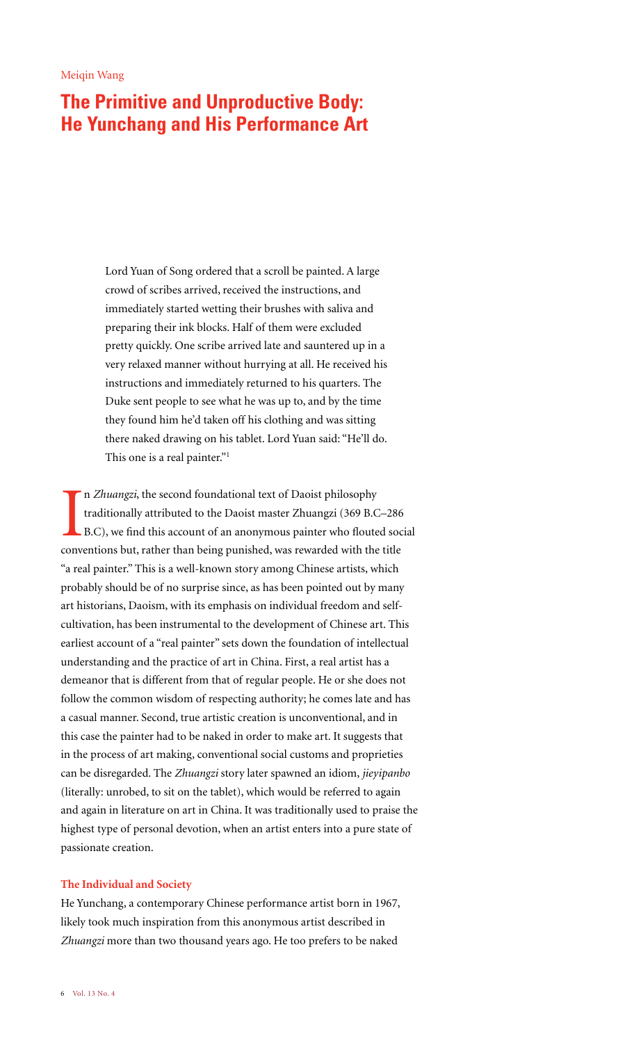Meiqin Wang

# The Primitive and Unproductive Body: He Yunchang and His Performance Art

> Lord Yuan of Song ordered that a scroll be painted. A large crowd of scribes arrived, received the instructions, and immediately started wetting their brushes with saliva and preparing their ink blocks. Half of them were excluded pretty quickly. One scribe arrived late and sauntered up in a very relaxed manner without hurrying at all. He received his instructions and immediately returned to his quarters. The Duke sent people to see what he was up to, and by the time they found him he'd taken off his clothing and was sitting there naked drawing on his tablet. Lord Yuan said: "He'll do. This one is a real painter."[1]

In *Zhuangzi*, the second foundational text of Daoist philosophy traditionally attributed to the Daoist master Zhuangzi (369 B.C–286 B.C), we find this account of an anonymous painter who flouted social conventions but, rather than being punished, was rewarded with the title "a real painter." This is a well-known story among Chinese artists, which probably should be of no surprise since, as has been pointed out by many art historians, Daoism, with its emphasis on individual freedom and self-cultivation, has been instrumental to the development of Chinese art. This earliest account of a "real painter" sets down the foundation of intellectual understanding and the practice of art in China. First, a real artist has a demeanor that is different from that of regular people. He or she does not follow the common wisdom of respecting authority; he comes late and has a casual manner. Second, true artistic creation is unconventional, and in this case the painter had to be naked in order to make art. It suggests that in the process of art making, conventional social customs and proprieties can be disregarded. The *Zhuangzi* story later spawned an idiom, *jieyipanbo* (literally: unrobed, to sit on the tablet), which would be referred to again and again in literature on art in China. It was traditionally used to praise the highest type of personal devotion, when an artist enters into a pure state of passionate creation.

### The Individual and Society

He Yunchang, a contemporary Chinese performance artist born in 1967, likely took much inspiration from this anonymous artist described in *Zhuangzi* more than two thousand years ago. He too prefers to be naked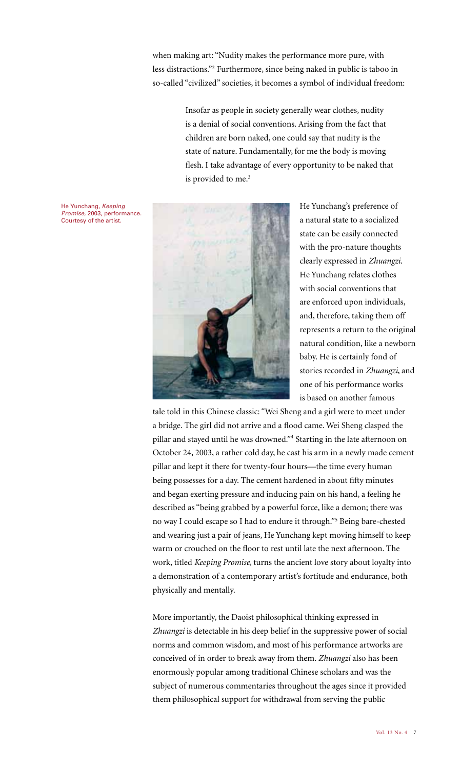when making art: "Nudity makes the performance more pure, with less distractions."[2] Furthermore, since being naked in public is taboo in so-called "civilized" societies, it becomes a symbol of individual freedom:

> Insofar as people in society generally wear clothes, nudity is a denial of social conventions. Arising from the fact that children are born naked, one could say that nudity is the state of nature. Fundamentally, for me the body is moving flesh. I take advantage of every opportunity to be naked that is provided to me.[3]

He Yunchang, *Keeping Promise*, 2003, performance. Courtesy of the artist.

He Yunchang's preference of a natural state to a socialized state can be easily connected with the pro-nature thoughts clearly expressed in *Zhuangzi*. He Yunchang relates clothes with social conventions that are enforced upon individuals, and, therefore, taking them off represents a return to the original natural condition, like a newborn baby. He is certainly fond of stories recorded in *Zhuangzi*, and one of his performance works is based on another famous tale told in this Chinese classic: "Wei Sheng and a girl were to meet under a bridge. The girl did not arrive and a flood came. Wei Sheng clasped the pillar and stayed until he was drowned."[4] Starting in the late afternoon on October 24, 2003, a rather cold day, he cast his arm in a newly made cement pillar and kept it there for twenty-four hours—the time every human being possesses for a day. The cement hardened in about fifty minutes and began exerting pressure and inducing pain on his hand, a feeling he described as "being grabbed by a powerful force, like a demon; there was no way I could escape so I had to endure it through."[5] Being bare-chested and wearing just a pair of jeans, He Yunchang kept moving himself to keep warm or crouched on the floor to rest until late the next afternoon. The work, titled *Keeping Promise*, turns the ancient love story about loyalty into a demonstration of a contemporary artist's fortitude and endurance, both physically and mentally.

More importantly, the Daoist philosophical thinking expressed in *Zhuangzi* is detectable in his deep belief in the suppressive power of social norms and common wisdom, and most of his performance artworks are conceived of in order to break away from them. *Zhuangzi* also has been enormously popular among traditional Chinese scholars and was the subject of numerous commentaries throughout the ages since it provided them philosophical support for withdrawal from serving the public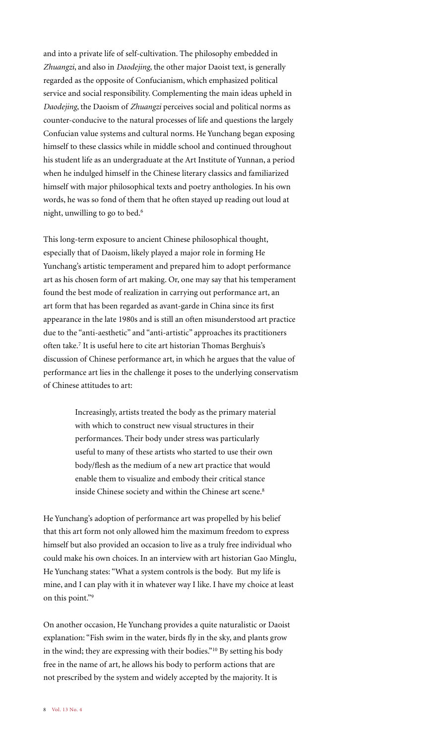and into a private life of self-cultivation. The philosophy embedded in *Zhuangzi*, and also in *Daodejing*, the other major Daoist text, is generally regarded as the opposite of Confucianism, which emphasized political service and social responsibility. Complementing the main ideas upheld in *Daodejing*, the Daoism of *Zhuangzi* perceives social and political norms as counter-conducive to the natural processes of life and questions the largely Confucian value systems and cultural norms. He Yunchang began exposing himself to these classics while in middle school and continued throughout his student life as an undergraduate at the Art Institute of Yunnan, a period when he indulged himself in the Chinese literary classics and familiarized himself with major philosophical texts and poetry anthologies. In his own words, he was so fond of them that he often stayed up reading out loud at night, unwilling to go to bed.[6]

This long-term exposure to ancient Chinese philosophical thought, especially that of Daoism, likely played a major role in forming He Yunchang's artistic temperament and prepared him to adopt performance art as his chosen form of art making. Or, one may say that his temperament found the best mode of realization in carrying out performance art, an art form that has been regarded as avant-garde in China since its first appearance in the late 1980s and is still an often misunderstood art practice due to the "anti-aesthetic" and "anti-artistic" approaches its practitioners often take.[7] It is useful here to cite art historian Thomas Berghuis's discussion of Chinese performance art, in which he argues that the value of performance art lies in the challenge it poses to the underlying conservatism of Chinese attitudes to art:

> Increasingly, artists treated the body as the primary material with which to construct new visual structures in their performances. Their body under stress was particularly useful to many of these artists who started to use their own body/flesh as the medium of a new art practice that would enable them to visualize and embody their critical stance inside Chinese society and within the Chinese art scene.[8]

He Yunchang's adoption of performance art was propelled by his belief that this art form not only allowed him the maximum freedom to express himself but also provided an occasion to live as a truly free individual who could make his own choices. In an interview with art historian Gao Minglu, He Yunchang states: "What a system controls is the body. But my life is mine, and I can play with it in whatever way I like. I have my choice at least on this point."[9]

On another occasion, He Yunchang provides a quite naturalistic or Daoist explanation: "Fish swim in the water, birds fly in the sky, and plants grow in the wind; they are expressing with their bodies."[10] By setting his body free in the name of art, he allows his body to perform actions that are not prescribed by the system and widely accepted by the majority. It is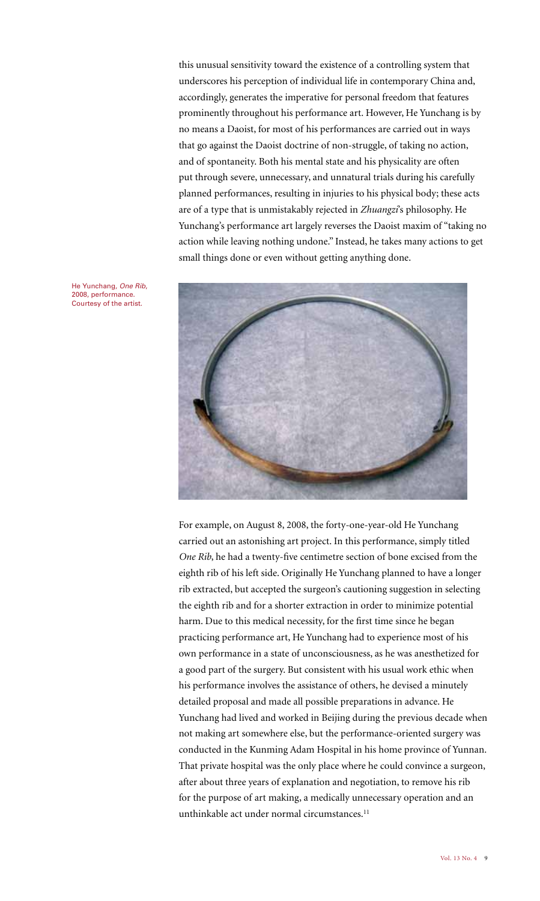this unusual sensitivity toward the existence of a controlling system that underscores his perception of individual life in contemporary China and, accordingly, generates the imperative for personal freedom that features prominently throughout his performance art. However, He Yunchang is by no means a Daoist, for most of his performances are carried out in ways that go against the Daoist doctrine of non-struggle, of taking no action, and of spontaneity. Both his mental state and his physicality are often put through severe, unnecessary, and unnatural trials during his carefully planned performances, resulting in injuries to his physical body; these acts are of a type that is unmistakably rejected in *Zhuangzi*'s philosophy. He Yunchang's performance art largely reverses the Daoist maxim of "taking no action while leaving nothing undone." Instead, he takes many actions to get small things done or even without getting anything done.

He Yunchang, *One Rib*, 2008, performance. Courtesy of the artist.

For example, on August 8, 2008, the forty-one-year-old He Yunchang carried out an astonishing art project. In this performance, simply titled *One Rib*, he had a twenty-five centimetre section of bone excised from the eighth rib of his left side. Originally He Yunchang planned to have a longer rib extracted, but accepted the surgeon's cautioning suggestion in selecting the eighth rib and for a shorter extraction in order to minimize potential harm. Due to this medical necessity, for the first time since he began practicing performance art, He Yunchang had to experience most of his own performance in a state of unconsciousness, as he was anesthetized for a good part of the surgery. But consistent with his usual work ethic when his performance involves the assistance of others, he devised a minutely detailed proposal and made all possible preparations in advance. He Yunchang had lived and worked in Beijing during the previous decade when not making art somewhere else, but the performance-oriented surgery was conducted in the Kunming Adam Hospital in his home province of Yunnan. That private hospital was the only place where he could convince a surgeon, after about three years of explanation and negotiation, to remove his rib for the purpose of art making, a medically unnecessary operation and an unthinkable act under normal circumstances.[11]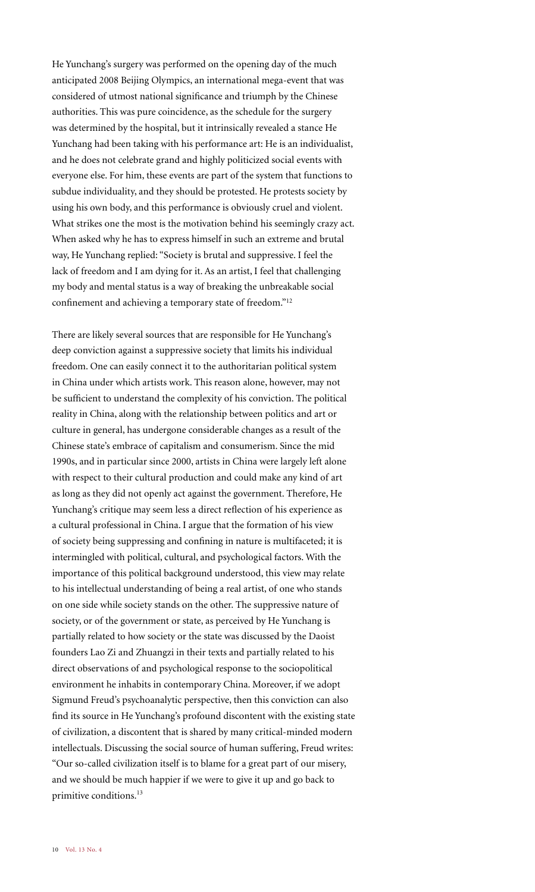He Yunchang's surgery was performed on the opening day of the much anticipated 2008 Beijing Olympics, an international mega-event that was considered of utmost national significance and triumph by the Chinese authorities. This was pure coincidence, as the schedule for the surgery was determined by the hospital, but it intrinsically revealed a stance He Yunchang had been taking with his performance art: He is an individualist, and he does not celebrate grand and highly politicized social events with everyone else. For him, these events are part of the system that functions to subdue individuality, and they should be protested. He protests society by using his own body, and this performance is obviously cruel and violent. What strikes one the most is the motivation behind his seemingly crazy act. When asked why he has to express himself in such an extreme and brutal way, He Yunchang replied: "Society is brutal and suppressive. I feel the lack of freedom and I am dying for it. As an artist, I feel that challenging my body and mental status is a way of breaking the unbreakable social confinement and achieving a temporary state of freedom."[12]

There are likely several sources that are responsible for He Yunchang's deep conviction against a suppressive society that limits his individual freedom. One can easily connect it to the authoritarian political system in China under which artists work. This reason alone, however, may not be sufficient to understand the complexity of his conviction. The political reality in China, along with the relationship between politics and art or culture in general, has undergone considerable changes as a result of the Chinese state's embrace of capitalism and consumerism. Since the mid 1990s, and in particular since 2000, artists in China were largely left alone with respect to their cultural production and could make any kind of art as long as they did not openly act against the government. Therefore, He Yunchang's critique may seem less a direct reflection of his experience as a cultural professional in China. I argue that the formation of his view of society being suppressing and confining in nature is multifaceted; it is intermingled with political, cultural, and psychological factors. With the importance of this political background understood, this view may relate to his intellectual understanding of being a real artist, of one who stands on one side while society stands on the other. The suppressive nature of society, or of the government or state, as perceived by He Yunchang is partially related to how society or the state was discussed by the Daoist founders Lao Zi and Zhuangzi in their texts and partially related to his direct observations of and psychological response to the sociopolitical environment he inhabits in contemporary China. Moreover, if we adopt Sigmund Freud's psychoanalytic perspective, then this conviction can also find its source in He Yunchang's profound discontent with the existing state of civilization, a discontent that is shared by many critical-minded modern intellectuals. Discussing the social source of human suffering, Freud writes: "Our so-called civilization itself is to blame for a great part of our misery, and we should be much happier if we were to give it up and go back to primitive conditions.[13]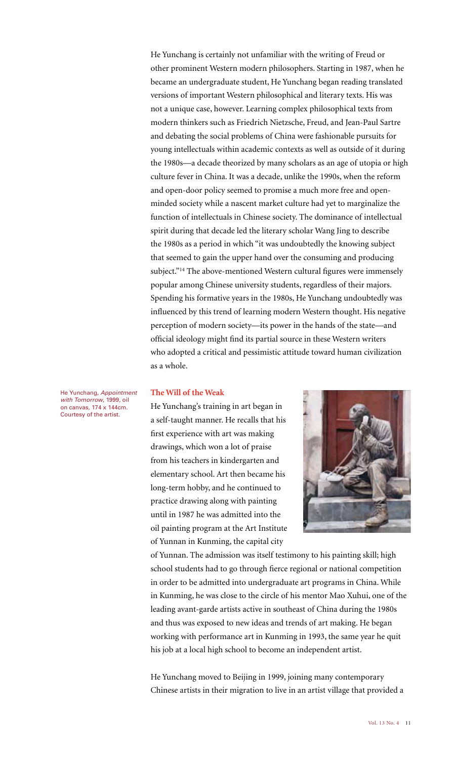He Yunchang is certainly not unfamiliar with the writing of Freud or other prominent Western modern philosophers. Starting in 1987, when he became an undergraduate student, He Yunchang began reading translated versions of important Western philosophical and literary texts. His was not a unique case, however. Learning complex philosophical texts from modern thinkers such as Friedrich Nietzsche, Freud, and Jean-Paul Sartre and debating the social problems of China were fashionable pursuits for young intellectuals within academic contexts as well as outside of it during the 1980s—a decade theorized by many scholars as an age of utopia or high culture fever in China. It was a decade, unlike the 1990s, when the reform and open-door policy seemed to promise a much more free and open-minded society while a nascent market culture had yet to marginalize the function of intellectuals in Chinese society. The dominance of intellectual spirit during that decade led the literary scholar Wang Jing to describe the 1980s as a period in which "it was undoubtedly the knowing subject that seemed to gain the upper hand over the consuming and producing subject."[14] The above-mentioned Western cultural figures were immensely popular among Chinese university students, regardless of their majors. Spending his formative years in the 1980s, He Yunchang undoubtedly was influenced by this trend of learning modern Western thought. His negative perception of modern society—its power in the hands of the state—and official ideology might find its partial source in these Western writers who adopted a critical and pessimistic attitude toward human civilization as a whole.

### The Will of the Weak

He Yunchang, *Appointment with Tomorrow*, 1999, oil on canvas, 174 x 144cm. Courtesy of the artist.

He Yunchang's training in art began in a self-taught manner. He recalls that his first experience with art was making drawings, which won a lot of praise from his teachers in kindergarten and elementary school. Art then became his long-term hobby, and he continued to practice drawing along with painting until in 1987 he was admitted into the oil painting program at the Art Institute of Yunnan in Kunming, the capital city of Yunnan. The admission was itself testimony to his painting skill; high school students had to go through fierce regional or national competition in order to be admitted into undergraduate art programs in China. While in Kunming, he was close to the circle of his mentor Mao Xuhui, one of the leading avant-garde artists active in southeast of China during the 1980s and thus was exposed to new ideas and trends of art making. He began working with performance art in Kunming in 1993, the same year he quit his job at a local high school to become an independent artist.

He Yunchang moved to Beijing in 1999, joining many contemporary Chinese artists in their migration to live in an artist village that provided a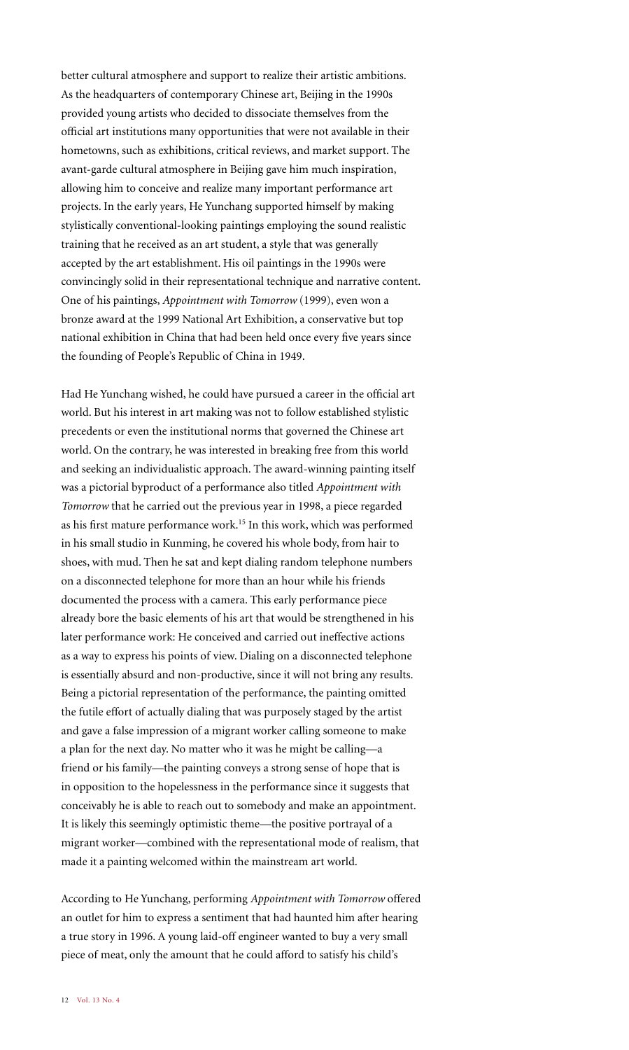better cultural atmosphere and support to realize their artistic ambitions. As the headquarters of contemporary Chinese art, Beijing in the 1990s provided young artists who decided to dissociate themselves from the official art institutions many opportunities that were not available in their hometowns, such as exhibitions, critical reviews, and market support. The avant-garde cultural atmosphere in Beijing gave him much inspiration, allowing him to conceive and realize many important performance art projects. In the early years, He Yunchang supported himself by making stylistically conventional-looking paintings employing the sound realistic training that he received as an art student, a style that was generally accepted by the art establishment. His oil paintings in the 1990s were convincingly solid in their representational technique and narrative content. One of his paintings, *Appointment with Tomorrow* (1999), even won a bronze award at the 1999 National Art Exhibition, a conservative but top national exhibition in China that had been held once every five years since the founding of People's Republic of China in 1949.

Had He Yunchang wished, he could have pursued a career in the official art world. But his interest in art making was not to follow established stylistic precedents or even the institutional norms that governed the Chinese art world. On the contrary, he was interested in breaking free from this world and seeking an individualistic approach. The award-winning painting itself was a pictorial byproduct of a performance also titled *Appointment with Tomorrow* that he carried out the previous year in 1998, a piece regarded as his first mature performance work.[15] In this work, which was performed in his small studio in Kunming, he covered his whole body, from hair to shoes, with mud. Then he sat and kept dialing random telephone numbers on a disconnected telephone for more than an hour while his friends documented the process with a camera. This early performance piece already bore the basic elements of his art that would be strengthened in his later performance work: He conceived and carried out ineffective actions as a way to express his points of view. Dialing on a disconnected telephone is essentially absurd and non-productive, since it will not bring any results. Being a pictorial representation of the performance, the painting omitted the futile effort of actually dialing that was purposely staged by the artist and gave a false impression of a migrant worker calling someone to make a plan for the next day. No matter who it was he might be calling—a friend or his family—the painting conveys a strong sense of hope that is in opposition to the hopelessness in the performance since it suggests that conceivably he is able to reach out to somebody and make an appointment. It is likely this seemingly optimistic theme—the positive portrayal of a migrant worker—combined with the representational mode of realism, that made it a painting welcomed within the mainstream art world.

According to He Yunchang, performing *Appointment with Tomorrow* offered an outlet for him to express a sentiment that had haunted him after hearing a true story in 1996. A young laid-off engineer wanted to buy a very small piece of meat, only the amount that he could afford to satisfy his child's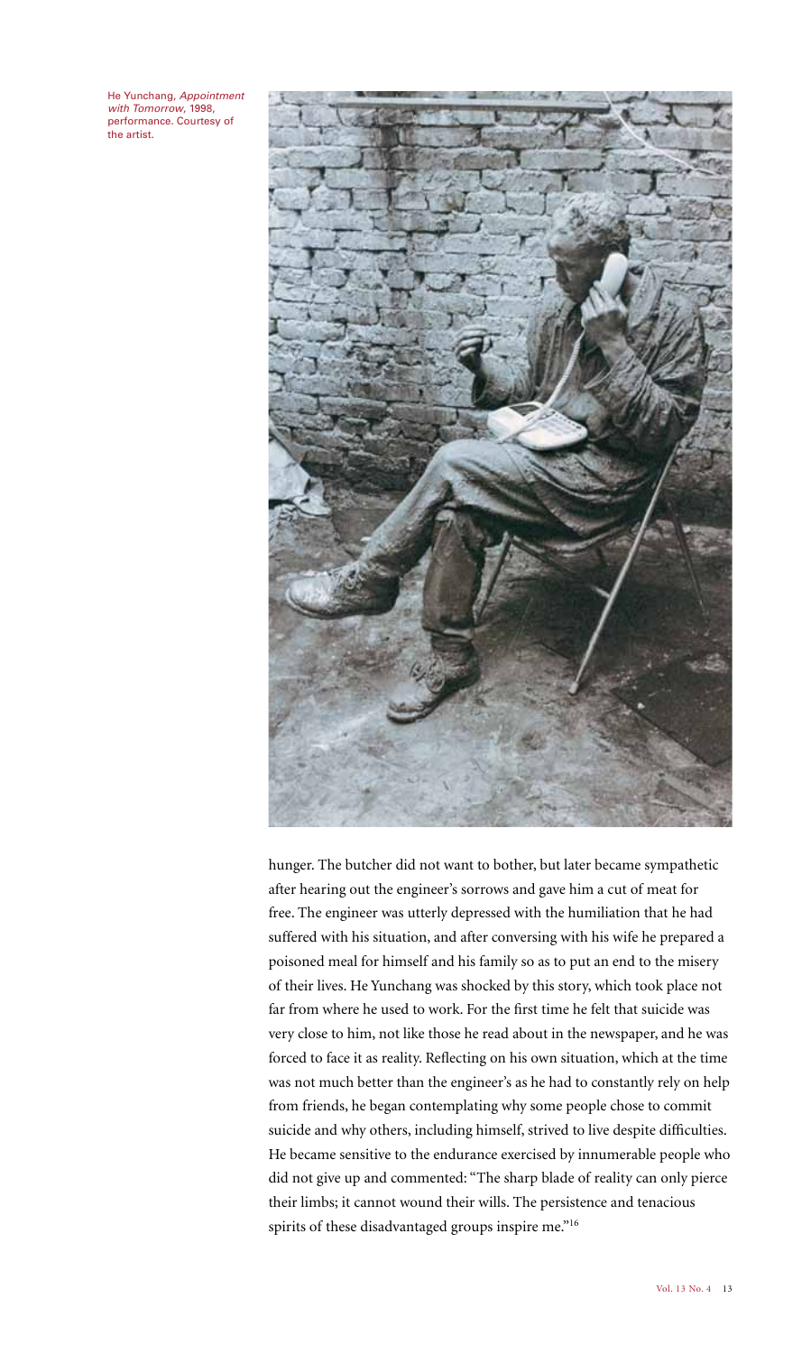He Yunchang, *Appointment with Tomorrow*, 1998, performance. Courtesy of the artist.

hunger. The butcher did not want to bother, but later became sympathetic after hearing out the engineer's sorrows and gave him a cut of meat for free. The engineer was utterly depressed with the humiliation that he had suffered with his situation, and after conversing with his wife he prepared a poisoned meal for himself and his family so as to put an end to the misery of their lives. He Yunchang was shocked by this story, which took place not far from where he used to work. For the first time he felt that suicide was very close to him, not like those he read about in the newspaper, and he was forced to face it as reality. Reflecting on his own situation, which at the time was not much better than the engineer's as he had to constantly rely on help from friends, he began contemplating why some people chose to commit suicide and why others, including himself, strived to live despite difficulties. He became sensitive to the endurance exercised by innumerable people who did not give up and commented: "The sharp blade of reality can only pierce their limbs; it cannot wound their wills. The persistence and tenacious spirits of these disadvantaged groups inspire me."[16]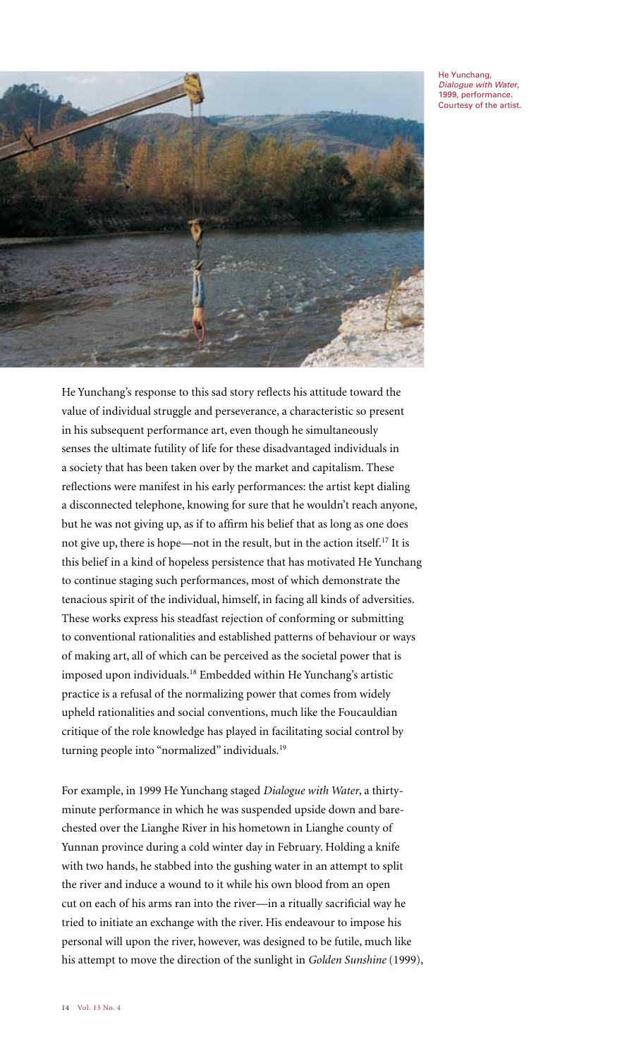He Yunchang, *Dialogue with Water*, 1999, performance. Courtesy of the artist.

He Yunchang's response to this sad story reflects his attitude toward the value of individual struggle and perseverance, a characteristic so present in his subsequent performance art, even though he simultaneously senses the ultimate futility of life for these disadvantaged individuals in a society that has been taken over by the market and capitalism. These reflections were manifest in his early performances: the artist kept dialing a disconnected telephone, knowing for sure that he wouldn't reach anyone, but he was not giving up, as if to affirm his belief that as long as one does not give up, there is hope—not in the result, but in the action itself.[17] It is this belief in a kind of hopeless persistence that has motivated He Yunchang to continue staging such performances, most of which demonstrate the tenacious spirit of the individual, himself, in facing all kinds of adversities. These works express his steadfast rejection of conforming or submitting to conventional rationalities and established patterns of behaviour or ways of making art, all of which can be perceived as the societal power that is imposed upon individuals.[18] Embedded within He Yunchang's artistic practice is a refusal of the normalizing power that comes from widely upheld rationalities and social conventions, much like the Foucauldian critique of the role knowledge has played in facilitating social control by turning people into "normalized" individuals.[19]

For example, in 1999 He Yunchang staged *Dialogue with Water*, a thirty-minute performance in which he was suspended upside down and bare-chested over the Lianghe River in his hometown in Lianghe county of Yunnan province during a cold winter day in February. Holding a knife with two hands, he stabbed into the gushing water in an attempt to split the river and induce a wound to it while his own blood from an open cut on each of his arms ran into the river—in a ritually sacrificial way he tried to initiate an exchange with the river. His endeavour to impose his personal will upon the river, however, was designed to be futile, much like his attempt to move the direction of the sunlight in *Golden Sunshine* (1999),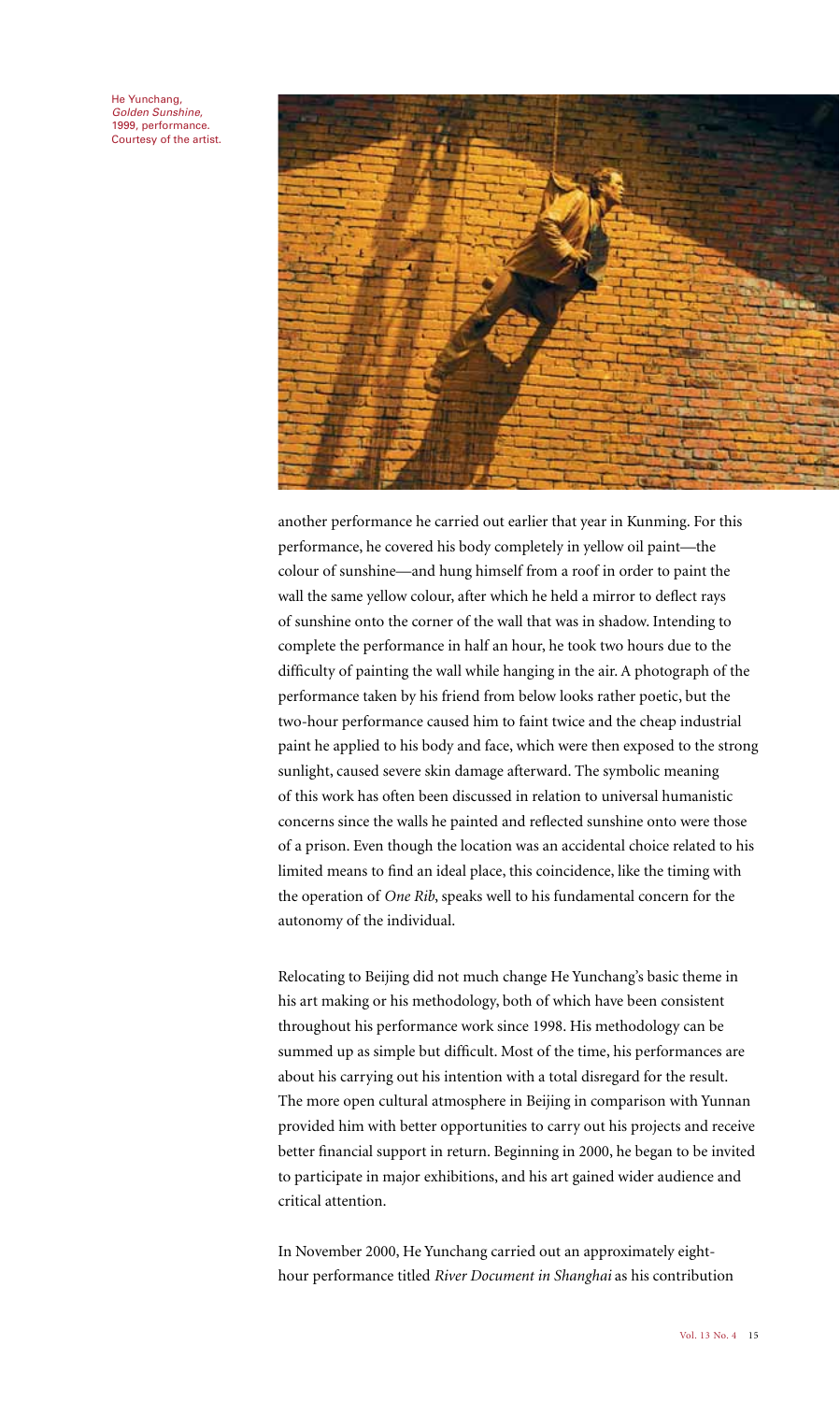He Yunchang, *Golden Sunshine*, 1999, performance. Courtesy of the artist.

another performance he carried out earlier that year in Kunming. For this performance, he covered his body completely in yellow oil paint—the colour of sunshine—and hung himself from a roof in order to paint the wall the same yellow colour, after which he held a mirror to deflect rays of sunshine onto the corner of the wall that was in shadow. Intending to complete the performance in half an hour, he took two hours due to the difficulty of painting the wall while hanging in the air. A photograph of the performance taken by his friend from below looks rather poetic, but the two-hour performance caused him to faint twice and the cheap industrial paint he applied to his body and face, which were then exposed to the strong sunlight, caused severe skin damage afterward. The symbolic meaning of this work has often been discussed in relation to universal humanistic concerns since the walls he painted and reflected sunshine onto were those of a prison. Even though the location was an accidental choice related to his limited means to find an ideal place, this coincidence, like the timing with the operation of *One Rib*, speaks well to his fundamental concern for the autonomy of the individual.

Relocating to Beijing did not much change He Yunchang's basic theme in his art making or his methodology, both of which have been consistent throughout his performance work since 1998. His methodology can be summed up as simple but difficult. Most of the time, his performances are about his carrying out his intention with a total disregard for the result. The more open cultural atmosphere in Beijing in comparison with Yunnan provided him with better opportunities to carry out his projects and receive better financial support in return. Beginning in 2000, he began to be invited to participate in major exhibitions, and his art gained wider audience and critical attention.

In November 2000, He Yunchang carried out an approximately eight-hour performance titled *River Document in Shanghai* as his contribution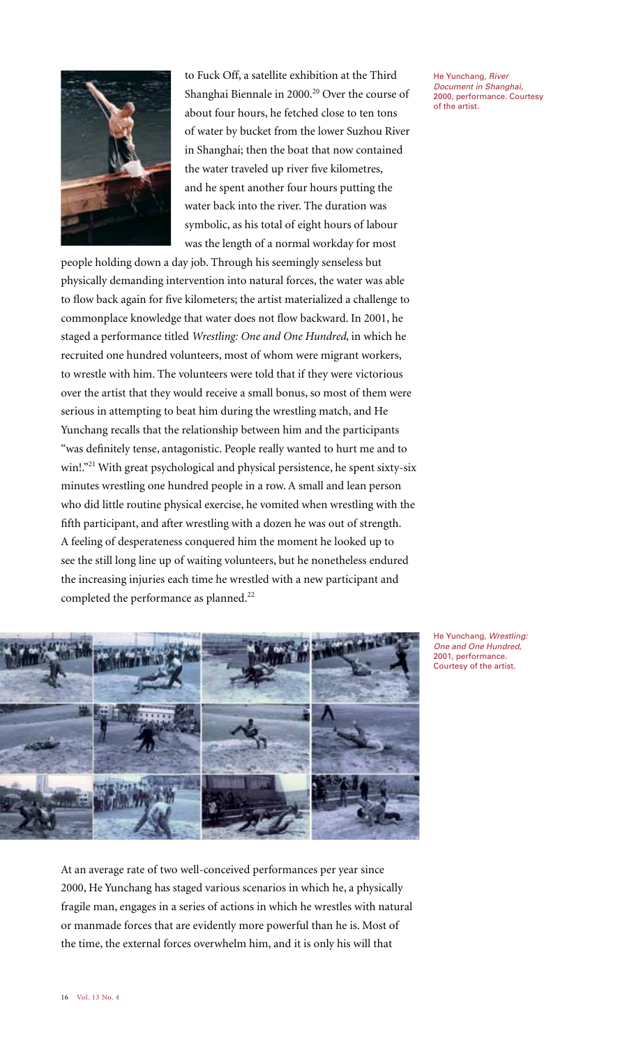to Fuck Off, a satellite exhibition at the Third Shanghai Biennale in 2000.[20] Over the course of about four hours, he fetched close to ten tons of water by bucket from the lower Suzhou River in Shanghai; then the boat that now contained the water traveled up river five kilometres, and he spent another four hours putting the water back into the river. The duration was symbolic, as his total of eight hours of labour was the length of a normal workday for most people holding down a day job. Through his seemingly senseless but physically demanding intervention into natural forces, the water was able to flow back again for five kilometers; the artist materialized a challenge to commonplace knowledge that water does not flow backward. In 2001, he staged a performance titled *Wrestling: One and One Hundred*, in which he recruited one hundred volunteers, most of whom were migrant workers, to wrestle with him. The volunteers were told that if they were victorious over the artist that they would receive a small bonus, so most of them were serious in attempting to beat him during the wrestling match, and He Yunchang recalls that the relationship between him and the participants "was definitely tense, antagonistic. People really wanted to hurt me and to win!."[21] With great psychological and physical persistence, he spent sixty-six minutes wrestling one hundred people in a row. A small and lean person who did little routine physical exercise, he vomited when wrestling with the fifth participant, and after wrestling with a dozen he was out of strength. A feeling of desperateness conquered him the moment he looked up to see the still long line up of waiting volunteers, but he nonetheless endured the increasing injuries each time he wrestled with a new participant and completed the performance as planned.[22]

He Yunchang, *River Document in Shanghai*, 2000, performance. Courtesy of the artist.

He Yunchang, *Wrestling: One and One Hundred*, 2001, performance. Courtesy of the artist.

At an average rate of two well-conceived performances per year since 2000, He Yunchang has staged various scenarios in which he, a physically fragile man, engages in a series of actions in which he wrestles with natural or manmade forces that are evidently more powerful than he is. Most of the time, the external forces overwhelm him, and it is only his will that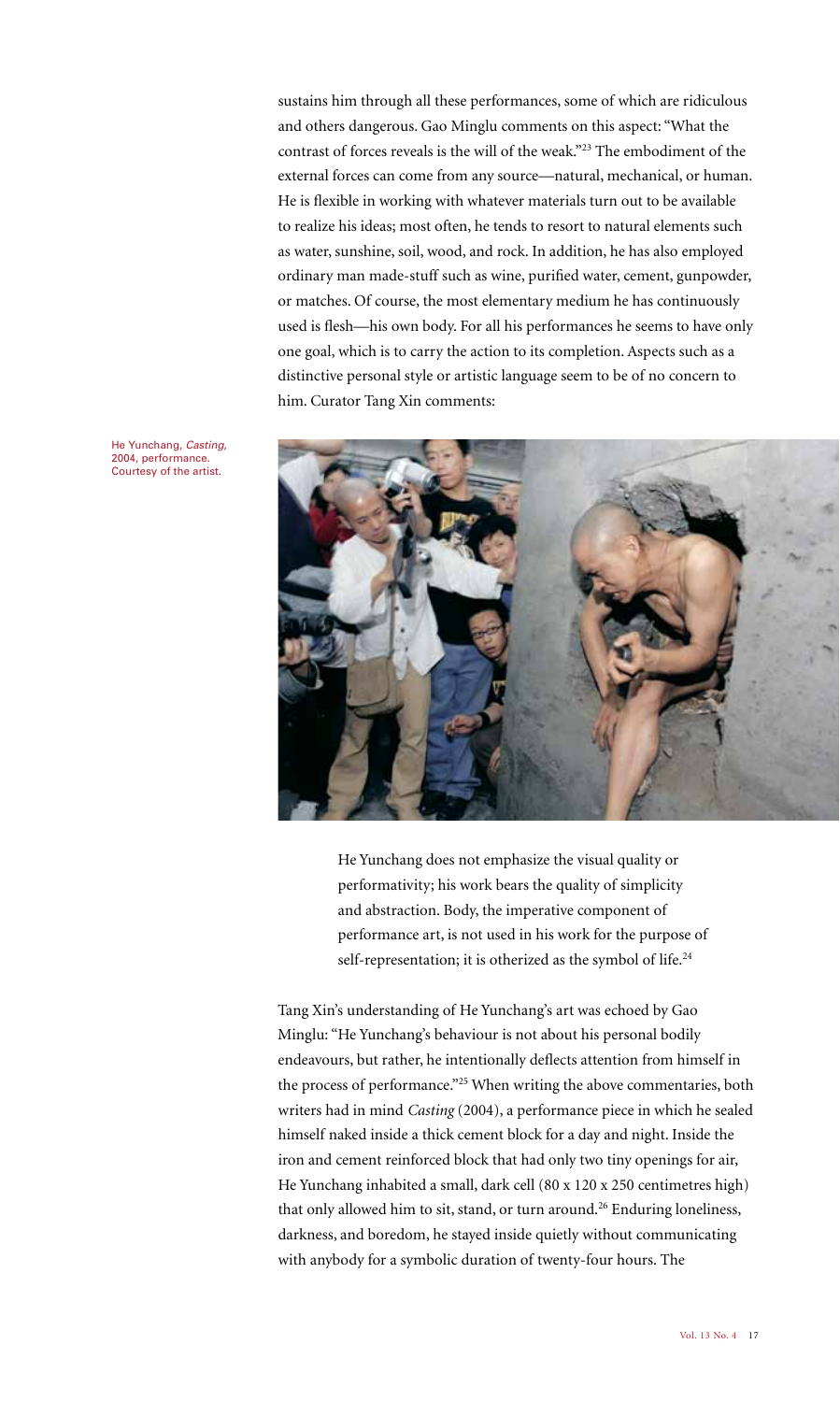sustains him through all these performances, some of which are ridiculous and others dangerous. Gao Minglu comments on this aspect: "What the contrast of forces reveals is the will of the weak."[23] The embodiment of the external forces can come from any source—natural, mechanical, or human. He is flexible in working with whatever materials turn out to be available to realize his ideas; most often, he tends to resort to natural elements such as water, sunshine, soil, wood, and rock. In addition, he has also employed ordinary man made-stuff such as wine, purified water, cement, gunpowder, or matches. Of course, the most elementary medium he has continuously used is flesh—his own body. For all his performances he seems to have only one goal, which is to carry the action to its completion. Aspects such as a distinctive personal style or artistic language seem to be of no concern to him. Curator Tang Xin comments:

He Yunchang, *Casting*, 2004, performance. Courtesy of the artist.

> He Yunchang does not emphasize the visual quality or performativity; his work bears the quality of simplicity and abstraction. Body, the imperative component of performance art, is not used in his work for the purpose of self-representation; it is otherized as the symbol of life.[24]

Tang Xin's understanding of He Yunchang's art was echoed by Gao Minglu: "He Yunchang's behaviour is not about his personal bodily endeavours, but rather, he intentionally deflects attention from himself in the process of performance."[25] When writing the above commentaries, both writers had in mind *Casting* (2004), a performance piece in which he sealed himself naked inside a thick cement block for a day and night. Inside the iron and cement reinforced block that had only two tiny openings for air, He Yunchang inhabited a small, dark cell (80 x 120 x 250 centimetres high) that only allowed him to sit, stand, or turn around.[26] Enduring loneliness, darkness, and boredom, he stayed inside quietly without communicating with anybody for a symbolic duration of twenty-four hours. The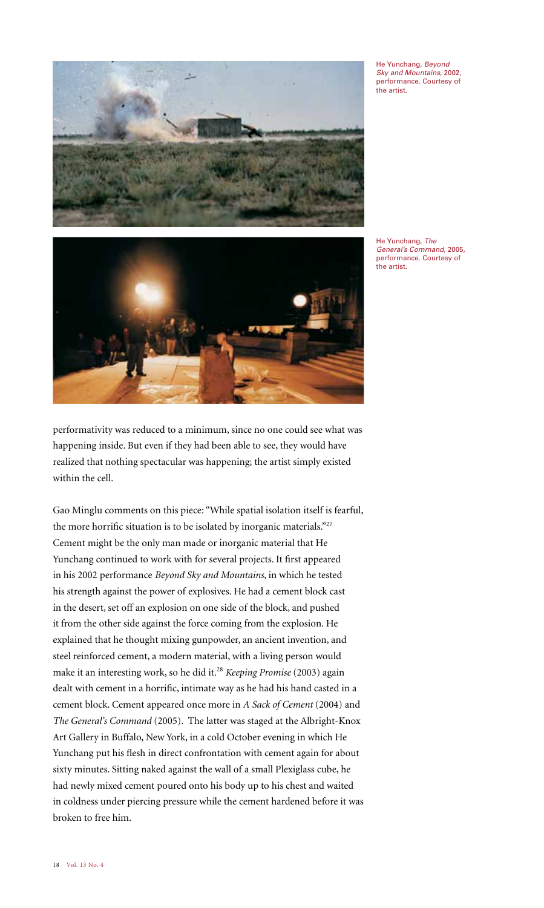He Yunchang, *Beyond Sky and Mountains*, 2002, performance. Courtesy of the artist.

He Yunchang, *The General's Command*, 2005, performance. Courtesy of the artist.

performativity was reduced to a minimum, since no one could see what was happening inside. But even if they had been able to see, they would have realized that nothing spectacular was happening; the artist simply existed within the cell.

Gao Minglu comments on this piece: "While spatial isolation itself is fearful, the more horrific situation is to be isolated by inorganic materials."[27] Cement might be the only man made or inorganic material that He Yunchang continued to work with for several projects. It first appeared in his 2002 performance *Beyond Sky and Mountains*, in which he tested his strength against the power of explosives. He had a cement block cast in the desert, set off an explosion on one side of the block, and pushed it from the other side against the force coming from the explosion. He explained that he thought mixing gunpowder, an ancient invention, and steel reinforced cement, a modern material, with a living person would make it an interesting work, so he did it.[28] *Keeping Promise* (2003) again dealt with cement in a horrific, intimate way as he had his hand casted in a cement block. Cement appeared once more in *A Sack of Cement* (2004) and *The General's Command* (2005). The latter was staged at the Albright-Knox Art Gallery in Buffalo, New York, in a cold October evening in which He Yunchang put his flesh in direct confrontation with cement again for about sixty minutes. Sitting naked against the wall of a small Plexiglass cube, he had newly mixed cement poured onto his body up to his chest and waited in coldness under piercing pressure while the cement hardened before it was broken to free him.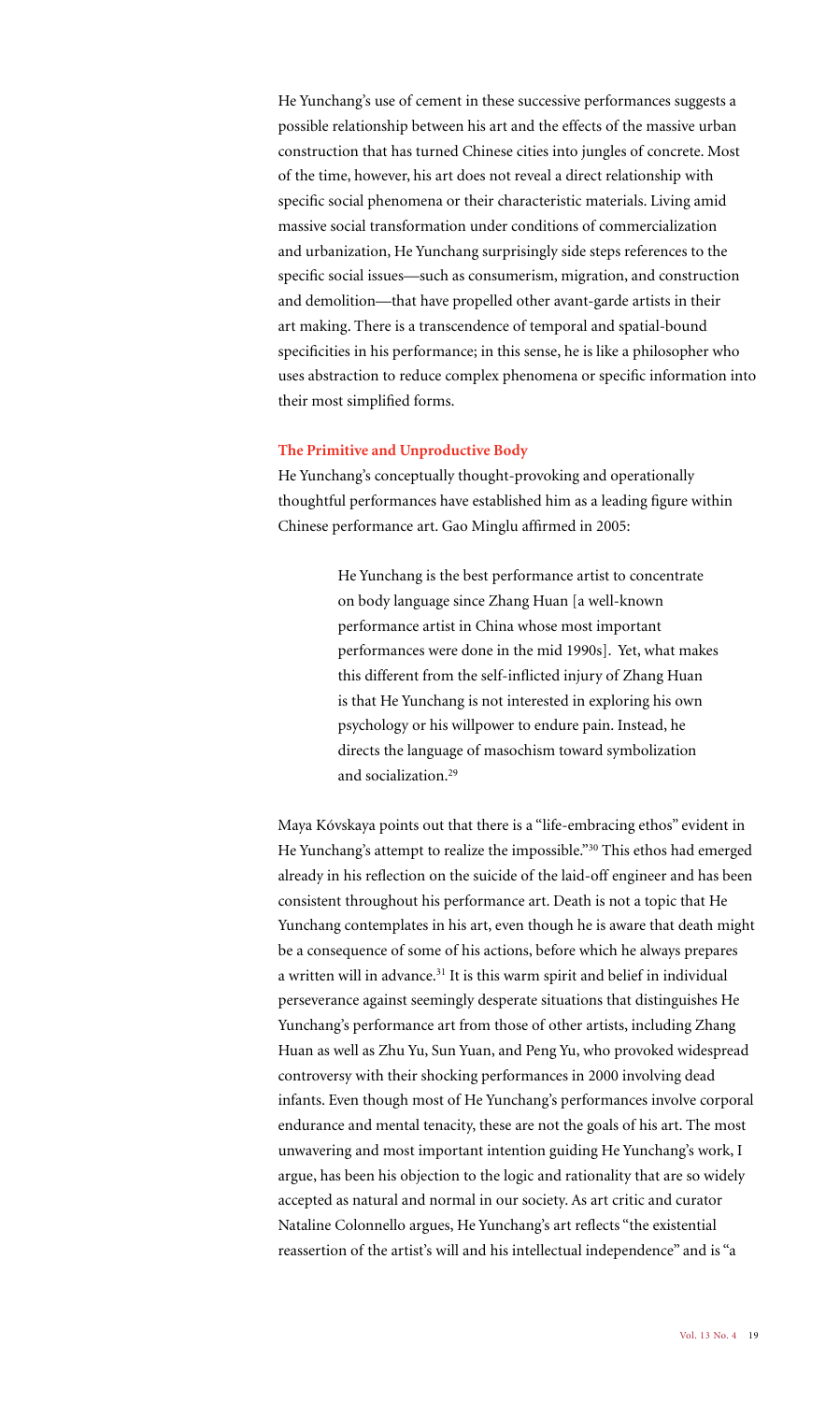He Yunchang's use of cement in these successive performances suggests a possible relationship between his art and the effects of the massive urban construction that has turned Chinese cities into jungles of concrete. Most of the time, however, his art does not reveal a direct relationship with specific social phenomena or their characteristic materials. Living amid massive social transformation under conditions of commercialization and urbanization, He Yunchang surprisingly side steps references to the specific social issues—such as consumerism, migration, and construction and demolition—that have propelled other avant-garde artists in their art making. There is a transcendence of temporal and spatial-bound specificities in his performance; in this sense, he is like a philosopher who uses abstraction to reduce complex phenomena or specific information into their most simplified forms.

### The Primitive and Unproductive Body

He Yunchang's conceptually thought-provoking and operationally thoughtful performances have established him as a leading figure within Chinese performance art. Gao Minglu affirmed in 2005:

> He Yunchang is the best performance artist to concentrate on body language since Zhang Huan [a well-known performance artist in China whose most important performances were done in the mid 1990s]. Yet, what makes this different from the self-inflicted injury of Zhang Huan is that He Yunchang is not interested in exploring his own psychology or his willpower to endure pain. Instead, he directs the language of masochism toward symbolization and socialization.[29]

Maya Kóvskaya points out that there is a "life-embracing ethos" evident in He Yunchang's attempt to realize the impossible."[30] This ethos had emerged already in his reflection on the suicide of the laid-off engineer and has been consistent throughout his performance art. Death is not a topic that He Yunchang contemplates in his art, even though he is aware that death might be a consequence of some of his actions, before which he always prepares a written will in advance.[31] It is this warm spirit and belief in individual perseverance against seemingly desperate situations that distinguishes He Yunchang's performance art from those of other artists, including Zhang Huan as well as Zhu Yu, Sun Yuan, and Peng Yu, who provoked widespread controversy with their shocking performances in 2000 involving dead infants. Even though most of He Yunchang's performances involve corporal endurance and mental tenacity, these are not the goals of his art. The most unwavering and most important intention guiding He Yunchang's work, I argue, has been his objection to the logic and rationality that are so widely accepted as natural and normal in our society. As art critic and curator Nataline Colonnello argues, He Yunchang's art reflects "the existential reassertion of the artist's will and his intellectual independence" and is "a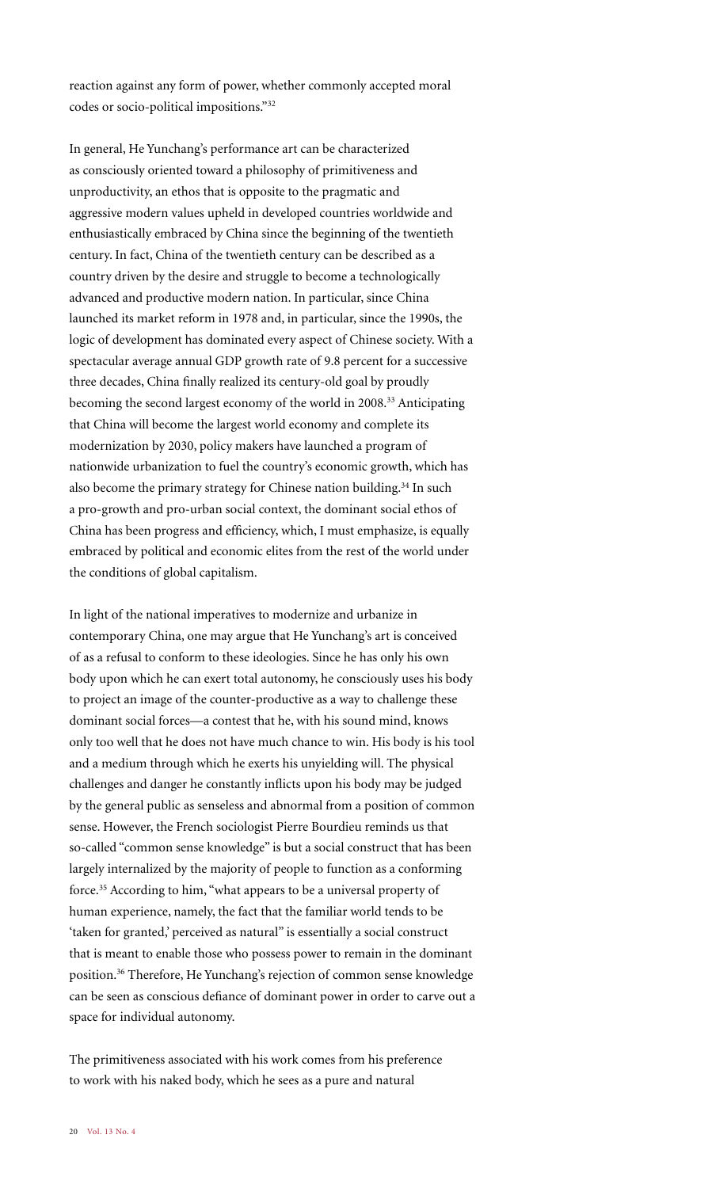reaction against any form of power, whether commonly accepted moral codes or socio-political impositions."[32]

In general, He Yunchang's performance art can be characterized as consciously oriented toward a philosophy of primitiveness and unproductivity, an ethos that is opposite to the pragmatic and aggressive modern values upheld in developed countries worldwide and enthusiastically embraced by China since the beginning of the twentieth century. In fact, China of the twentieth century can be described as a country driven by the desire and struggle to become a technologically advanced and productive modern nation. In particular, since China launched its market reform in 1978 and, in particular, since the 1990s, the logic of development has dominated every aspect of Chinese society. With a spectacular average annual GDP growth rate of 9.8 percent for a successive three decades, China finally realized its century-old goal by proudly becoming the second largest economy of the world in 2008.[33] Anticipating that China will become the largest world economy and complete its modernization by 2030, policy makers have launched a program of nationwide urbanization to fuel the country's economic growth, which has also become the primary strategy for Chinese nation building.[34] In such a pro-growth and pro-urban social context, the dominant social ethos of China has been progress and efficiency, which, I must emphasize, is equally embraced by political and economic elites from the rest of the world under the conditions of global capitalism.

In light of the national imperatives to modernize and urbanize in contemporary China, one may argue that He Yunchang's art is conceived of as a refusal to conform to these ideologies. Since he has only his own body upon which he can exert total autonomy, he consciously uses his body to project an image of the counter-productive as a way to challenge these dominant social forces—a contest that he, with his sound mind, knows only too well that he does not have much chance to win. His body is his tool and a medium through which he exerts his unyielding will. The physical challenges and danger he constantly inflicts upon his body may be judged by the general public as senseless and abnormal from a position of common sense. However, the French sociologist Pierre Bourdieu reminds us that so-called "common sense knowledge" is but a social construct that has been largely internalized by the majority of people to function as a conforming force.[35] According to him, "what appears to be a universal property of human experience, namely, the fact that the familiar world tends to be 'taken for granted,' perceived as natural" is essentially a social construct that is meant to enable those who possess power to remain in the dominant position.[36] Therefore, He Yunchang's rejection of common sense knowledge can be seen as conscious defiance of dominant power in order to carve out a space for individual autonomy.

The primitiveness associated with his work comes from his preference to work with his naked body, which he sees as a pure and natural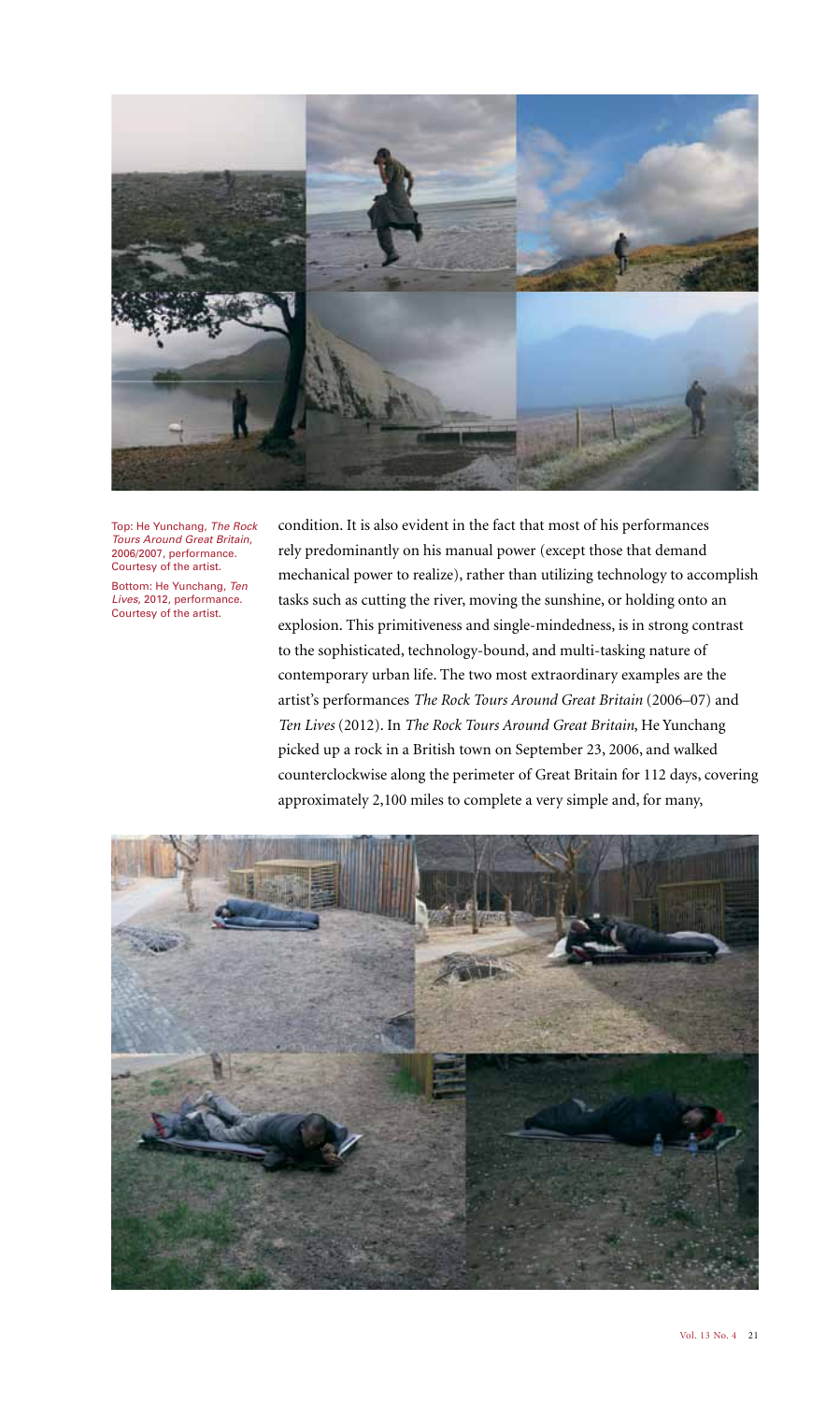Top: He Yunchang, *The Rock Tours Around Great Britain*, 2006/2007, performance. Courtesy of the artist.

Bottom: He Yunchang, *Ten Lives*, 2012, performance. Courtesy of the artist.

condition. It is also evident in the fact that most of his performances rely predominantly on his manual power (except those that demand mechanical power to realize), rather than utilizing technology to accomplish tasks such as cutting the river, moving the sunshine, or holding onto an explosion. This primitiveness and single-mindedness, is in strong contrast to the sophisticated, technology-bound, and multi-tasking nature of contemporary urban life. The two most extraordinary examples are the artist's performances *The Rock Tours Around Great Britain* (2006–07) and *Ten Lives* (2012). In *The Rock Tours Around Great Britain*, He Yunchang picked up a rock in a British town on September 23, 2006, and walked counterclockwise along the perimeter of Great Britain for 112 days, covering approximately 2,100 miles to complete a very simple and, for many,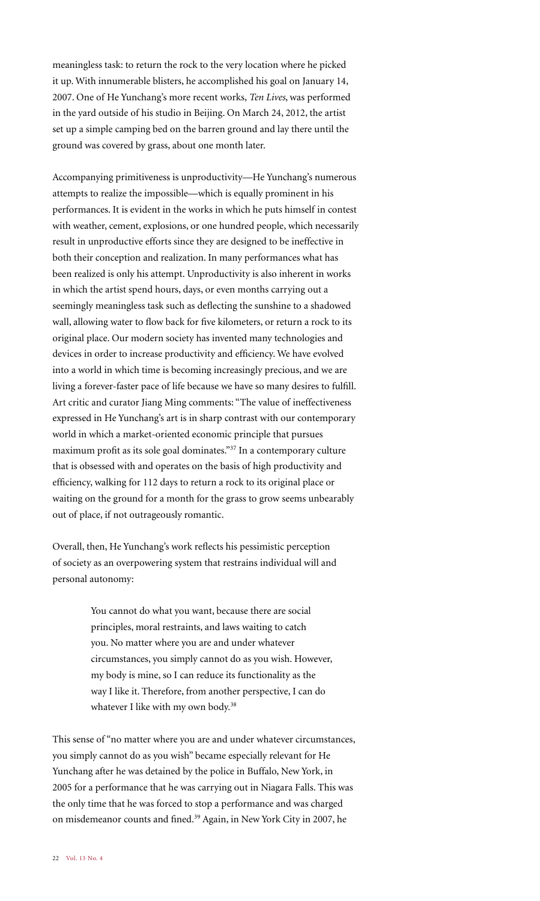meaningless task: to return the rock to the very location where he picked it up. With innumerable blisters, he accomplished his goal on January 14, 2007. One of He Yunchang's more recent works, *Ten Lives*, was performed in the yard outside of his studio in Beijing. On March 24, 2012, the artist set up a simple camping bed on the barren ground and lay there until the ground was covered by grass, about one month later.

Accompanying primitiveness is unproductivity—He Yunchang's numerous attempts to realize the impossible—which is equally prominent in his performances. It is evident in the works in which he puts himself in contest with weather, cement, explosions, or one hundred people, which necessarily result in unproductive efforts since they are designed to be ineffective in both their conception and realization. In many performances what has been realized is only his attempt. Unproductivity is also inherent in works in which the artist spend hours, days, or even months carrying out a seemingly meaningless task such as deflecting the sunshine to a shadowed wall, allowing water to flow back for five kilometers, or return a rock to its original place. Our modern society has invented many technologies and devices in order to increase productivity and efficiency. We have evolved into a world in which time is becoming increasingly precious, and we are living a forever-faster pace of life because we have so many desires to fulfill. Art critic and curator Jiang Ming comments: "The value of ineffectiveness expressed in He Yunchang's art is in sharp contrast with our contemporary world in which a market-oriented economic principle that pursues maximum profit as its sole goal dominates."[37] In a contemporary culture that is obsessed with and operates on the basis of high productivity and efficiency, walking for 112 days to return a rock to its original place or waiting on the ground for a month for the grass to grow seems unbearably out of place, if not outrageously romantic.

Overall, then, He Yunchang's work reflects his pessimistic perception of society as an overpowering system that restrains individual will and personal autonomy:

> You cannot do what you want, because there are social principles, moral restraints, and laws waiting to catch you. No matter where you are and under whatever circumstances, you simply cannot do as you wish. However, my body is mine, so I can reduce its functionality as the way I like it. Therefore, from another perspective, I can do whatever I like with my own body.[38]

This sense of "no matter where you are and under whatever circumstances, you simply cannot do as you wish" became especially relevant for He Yunchang after he was detained by the police in Buffalo, New York, in 2005 for a performance that he was carrying out in Niagara Falls. This was the only time that he was forced to stop a performance and was charged on misdemeanor counts and fined.[39] Again, in New York City in 2007, he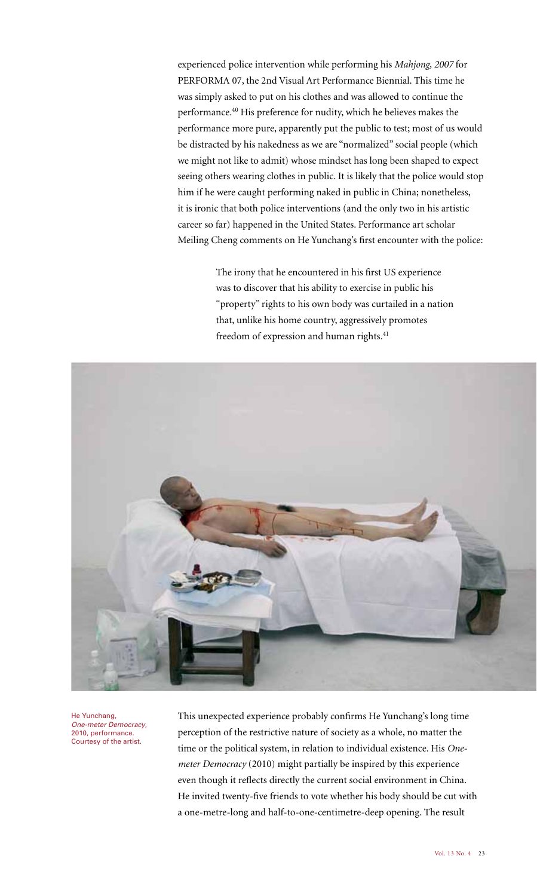experienced police intervention while performing his *Mahjong, 2007* for PERFORMA 07, the 2nd Visual Art Performance Biennial. This time he was simply asked to put on his clothes and was allowed to continue the performance.[40] His preference for nudity, which he believes makes the performance more pure, apparently put the public to test; most of us would be distracted by his nakedness as we are "normalized" social people (which we might not like to admit) whose mindset has long been shaped to expect seeing others wearing clothes in public. It is likely that the police would stop him if he were caught performing naked in public in China; nonetheless, it is ironic that both police interventions (and the only two in his artistic career so far) happened in the United States. Performance art scholar Meiling Cheng comments on He Yunchang's first encounter with the police:

> The irony that he encountered in his first US experience was to discover that his ability to exercise in public his "property" rights to his own body was curtailed in a nation that, unlike his home country, aggressively promotes freedom of expression and human rights.[41]

He Yunchang, *One-meter Democracy*, 2010, performance. Courtesy of the artist.

This unexpected experience probably confirms He Yunchang's long time perception of the restrictive nature of society as a whole, no matter the time or the political system, in relation to individual existence. His *One-meter Democracy* (2010) might partially be inspired by this experience even though it reflects directly the current social environment in China. He invited twenty-five friends to vote whether his body should be cut with a one-metre-long and half-to-one-centimetre-deep opening. The result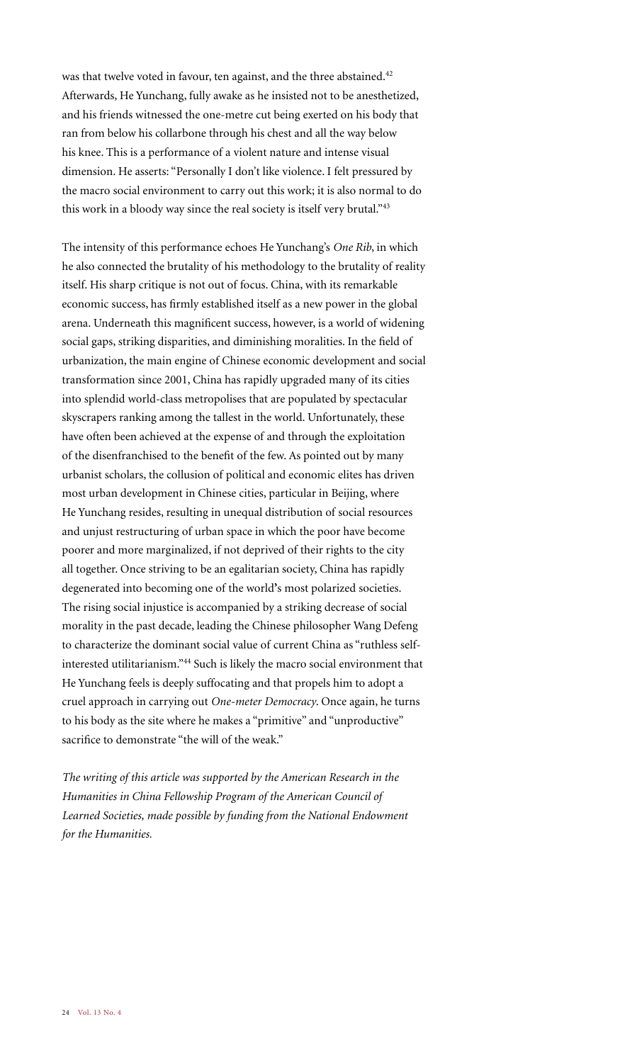was that twelve voted in favour, ten against, and the three abstained.[42] Afterwards, He Yunchang, fully awake as he insisted not to be anesthetized, and his friends witnessed the one-metre cut being exerted on his body that ran from below his collarbone through his chest and all the way below his knee. This is a performance of a violent nature and intense visual dimension. He asserts: "Personally I don't like violence. I felt pressured by the macro social environment to carry out this work; it is also normal to do this work in a bloody way since the real society is itself very brutal."[43]

The intensity of this performance echoes He Yunchang's *One Rib*, in which he also connected the brutality of his methodology to the brutality of reality itself. His sharp critique is not out of focus. China, with its remarkable economic success, has firmly established itself as a new power in the global arena. Underneath this magnificent success, however, is a world of widening social gaps, striking disparities, and diminishing moralities. In the field of urbanization, the main engine of Chinese economic development and social transformation since 2001, China has rapidly upgraded many of its cities into splendid world-class metropolises that are populated by spectacular skyscrapers ranking among the tallest in the world. Unfortunately, these have often been achieved at the expense of and through the exploitation of the disenfranchised to the benefit of the few. As pointed out by many urbanist scholars, the collusion of political and economic elites has driven most urban development in Chinese cities, particular in Beijing, where He Yunchang resides, resulting in unequal distribution of social resources and unjust restructuring of urban space in which the poor have become poorer and more marginalized, if not deprived of their rights to the city all together. Once striving to be an egalitarian society, China has rapidly degenerated into becoming one of the world's most polarized societies. The rising social injustice is accompanied by a striking decrease of social morality in the past decade, leading the Chinese philosopher Wang Defeng to characterize the dominant social value of current China as "ruthless self-interested utilitarianism."[44] Such is likely the macro social environment that He Yunchang feels is deeply suffocating and that propels him to adopt a cruel approach in carrying out *One-meter Democracy*. Once again, he turns to his body as the site where he makes a "primitive" and "unproductive" sacrifice to demonstrate "the will of the weak."

*The writing of this article was supported by the American Research in the Humanities in China Fellowship Program of the American Council of Learned Societies, made possible by funding from the National Endowment for the Humanities.*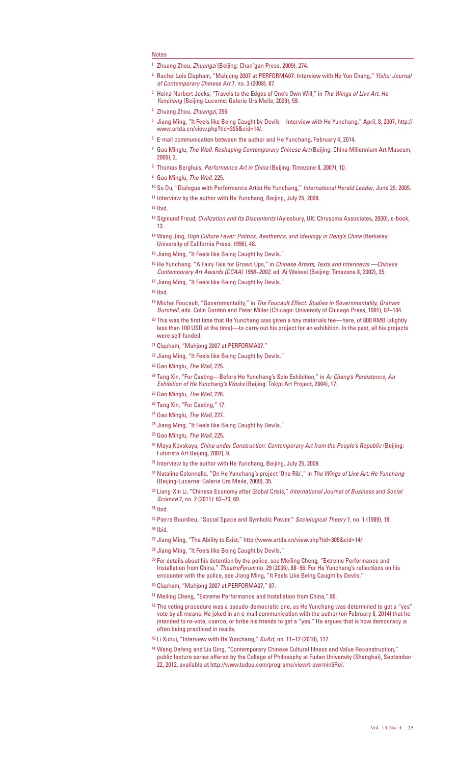## Notes

1. Zhuang Zhou, *Zhuangzi* (Beijing: Chan'gan Press, 2009), 274.
2. Rachel Lois Clapham, "Mahjong 2007 at PERFORMA07: Interview with He Yun Chang," *Yishu: Journal of Contemporary Chinese Art* 7, no. 3 (2008), 87.
3. Heinz-Norbert Jocks, "Travels to the Edges of One's Own Will," in *The Wings of Live Art: He Yunchang* (Beijing-Lucerne: Galerie Urs Meile, 2009), 59.
4. Zhuang Zhou, *Zhuangzi*, 356.
5. Jiang Ming, "It Feels like Being Caught by Devils—Interview with He Yunchang," April, 8, 2007, http://www.artda.cn/view.php?tid=305&cid=14/.
6. E-mail communication between the author and He Yunchang, February 4, 2014.
7. Gao Minglu, *The Wall: Reshaping Contemporary Chinese Art* (Beijing: China Millennium Art Museum, 2005), 2.
8. Thomas Berghuis, *Performance Art in China* (Beijing: Timezone 8, 2007), 10.
9. Gao Minglu, *The Wall*, 225.
10. Su Du, "Dialogue with Performance Artist He Yunchang," *International Herald Leader*, June 29, 2005.
11. Interview by the author with He Yunchang, Beijing, July 25, 2009.
12. Ibid.
13. Sigmund Freud, *Civilization and Its Discontents* (Aylesbury, UK: Chrysoma Associates, 2000), e-book, 13.
14. Wang Jing, *High Culture Fever: Politics, Aesthetics, and Ideology in Deng's China* (Berkeley: University of California Press, 1996), 48.
15. Jiang Ming, "It Feels like Being Caught by Devils."
16. He Yunchang. "A Fairy Tale for Grown Ups," in *Chinese Artists, Texts and Interviews —Chinese Contemporary Art Awards (CCAA) 1998–2002*, ed. Ai Weiwei (Beijing: Timezone 8, 2002), 35.
17. Jiang Ming, "It Feels like Being Caught by Devils."
18. Ibid.
19. Michel Foucault, "Governmentality," in *The Foucault Effect: Studies in Governmentality, Graham Burchell*, eds. Colin Gordon and Peter Miller (Chicago: University of Chicago Press, 1991), 87–104.
20. This was the first time that He Yunchang was given a tiny materials fee—here, of 800 RMB (slightly less than 100 USD at the time)—to carry out his project for an exhibition. In the past, all his projects were self-funded.
21. Clapham, "Mahjong 2007 at PERFORMA07."
22. Jiang Ming, "It Feels like Being Caught by Devils."
23. Gao Minglu, *The Wall*, 225.
24. Tang Xin, "For Casting—Before He Yunchang's Solo Exhibition," in *Ar Chang's Persistence, An Exhibition of He Yunchang's Works* (Beijing: Tokyo Art Project, 2004), 17.
25. Gao Minglu, *The Wall*, 226.
26. Tang Xin, "For Casting," 17.
27. Gao Minglu, *The Wall*, 227.
28. Jiang Ming, "It Feels like Being Caught by Devils."
29. Gao Minglu, *The Wall*, 225.
30. Maya Kóvskaya, *China under Construction: Contemporary Art from the People's Republic* (Beijing: Futurista Art Beijing, 2007), 9.
31. Interview by the author with He Yunchang, Beijing, July 25, 2009.
32. Nataline Colonnello, "On He Yunchang's project 'One Rib'," in *The Wings of Live Art: He Yunchang* (Beijing-Lucerne: Galerie Urs Meile, 2009), 35.
33. Liang-Xin Li, "Chinese Economy after Global Crisis," *International Journal of Business and Social Science* 2, no. 2 (2011): 63–70, 69.
34. Ibid.
35. Pierre Bourdieu, "Social Space and Symbolic Power," *Sociological Theory* 7, no. 1 (1989), 18.
36. Ibid.
37. Jiang Ming, "The Ability to Exist," http://www.artda.cn/view.php?tid=305&cid=14/.
38. Jiang Ming, "It Feels like Being Caught by Devils."
39. For details about his detention by the police, see Meiling Cheng, "Extreme Performance and Installation from China," *TheatreForum* no. 29 (2006), 88–96. For He Yunchang's reflections on his encounter with the police, see Jiang Ming, "It Feels Like Being Caught by Devils."
40. Clapham, "Mahjong 2007 at PERFORMA07," 87.
41. Meiling Cheng, "Extreme Performance and Installation from China," 89.
42. The voting procedure was a pseudo-democratic one, as He Yunchang was determined to get a "yes" vote by all means. He joked in an e-mail communication with the author (on February 8, 2014) that he intended to re-vote, coerce, or bribe his friends to get a "yes." He argues that is how democracy is often being practiced in reality.
43. Li Xuhui, "Interview with He Yunchang," *KuArt*, no. 11–12 (2010), 117.
44. Wang Defeng and Liu Qing, "Contemporary Chinese Cultural Illness and Value Reconstruction," public lecture series offered by the College of Philosophy at Fudan University (Shanghai), September 22, 2012, available at http://www.tudou.com/programs/view/t-owrmin5Ro/.